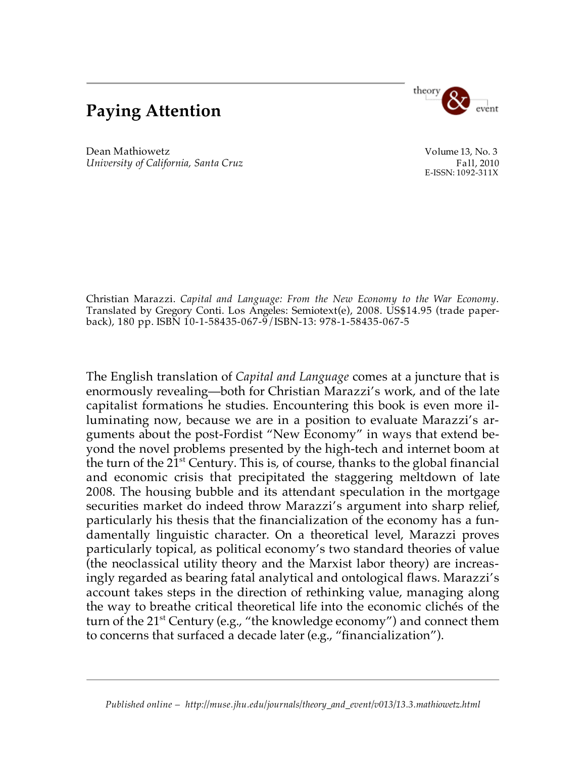# Paying Attention

Dean Mathiowetz
*University of California, Santa Cruz*

Volume 13, No. 3
Fall, 2010
E-ISSN: 1092-311X

Christian Marazzi. *Capital and Language: From the New Economy to the War Economy*. Translated by Gregory Conti. Los Angeles: Semiotext(e), 2008. US$14.95 (trade paperback), 180 pp. ISBN 10-1-58435-067-9/ISBN-13: 978-1-58435-067-5

The English translation of *Capital and Language* comes at a juncture that is enormously revealing—both for Christian Marazzi's work, and of the late capitalist formations he studies. Encountering this book is even more illuminating now, because we are in a position to evaluate Marazzi's arguments about the post-Fordist "New Economy" in ways that extend beyond the novel problems presented by the high-tech and internet boom at the turn of the 21st Century. This is, of course, thanks to the global financial and economic crisis that precipitated the staggering meltdown of late 2008. The housing bubble and its attendant speculation in the mortgage securities market do indeed throw Marazzi's argument into sharp relief, particularly his thesis that the financialization of the economy has a fundamentally linguistic character. On a theoretical level, Marazzi proves particularly topical, as political economy's two standard theories of value (the neoclassical utility theory and the Marxist labor theory) are increasingly regarded as bearing fatal analytical and ontological flaws. Marazzi's account takes steps in the direction of rethinking value, managing along the way to breathe critical theoretical life into the economic clichés of the turn of the 21st Century (e.g., "the knowledge economy") and connect them to concerns that surfaced a decade later (e.g., "financialization").

*Published online – http://muse.jhu.edu/journals/theory_and_event/v013/13.3.mathiowetz.html*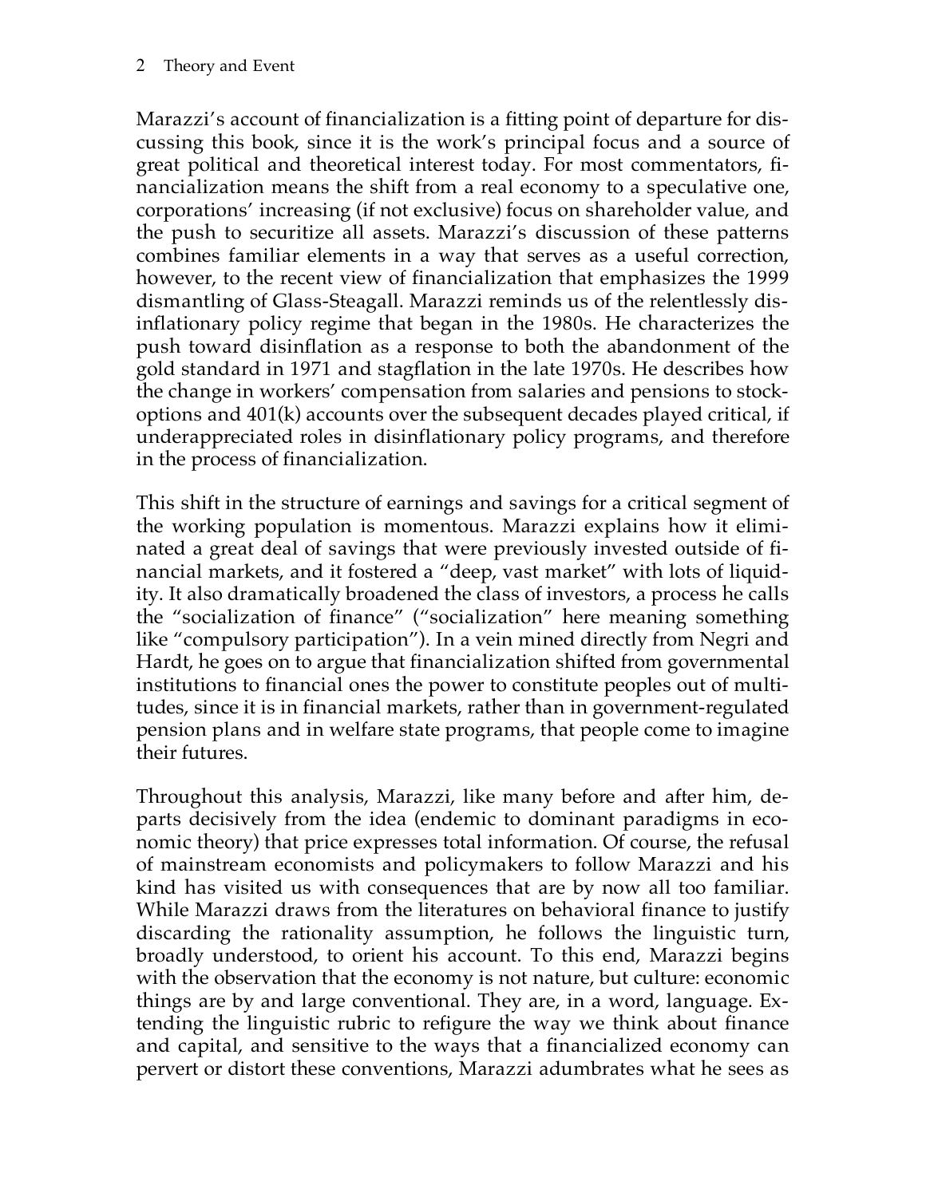Marazzi's account of financialization is a fitting point of departure for discussing this book, since it is the work's principal focus and a source of great political and theoretical interest today. For most commentators, financialization means the shift from a real economy to a speculative one, corporations' increasing (if not exclusive) focus on shareholder value, and the push to securitize all assets. Marazzi's discussion of these patterns combines familiar elements in a way that serves as a useful correction, however, to the recent view of financialization that emphasizes the 1999 dismantling of Glass-Steagall. Marazzi reminds us of the relentlessly disinflationary policy regime that began in the 1980s. He characterizes the push toward disinflation as a response to both the abandonment of the gold standard in 1971 and stagflation in the late 1970s. He describes how the change in workers' compensation from salaries and pensions to stock-options and 401(k) accounts over the subsequent decades played critical, if underappreciated roles in disinflationary policy programs, and therefore in the process of financialization.

This shift in the structure of earnings and savings for a critical segment of the working population is momentous. Marazzi explains how it eliminated a great deal of savings that were previously invested outside of financial markets, and it fostered a "deep, vast market" with lots of liquidity. It also dramatically broadened the class of investors, a process he calls the "socialization of finance" ("socialization" here meaning something like "compulsory participation"). In a vein mined directly from Negri and Hardt, he goes on to argue that financialization shifted from governmental institutions to financial ones the power to constitute peoples out of multitudes, since it is in financial markets, rather than in government-regulated pension plans and in welfare state programs, that people come to imagine their futures.

Throughout this analysis, Marazzi, like many before and after him, departs decisively from the idea (endemic to dominant paradigms in economic theory) that price expresses total information. Of course, the refusal of mainstream economists and policymakers to follow Marazzi and his kind has visited us with consequences that are by now all too familiar. While Marazzi draws from the literatures on behavioral finance to justify discarding the rationality assumption, he follows the linguistic turn, broadly understood, to orient his account. To this end, Marazzi begins with the observation that the economy is not nature, but culture: economic things are by and large conventional. They are, in a word, language. Extending the linguistic rubric to refigure the way we think about finance and capital, and sensitive to the ways that a financialized economy can pervert or distort these conventions, Marazzi adumbrates what he sees as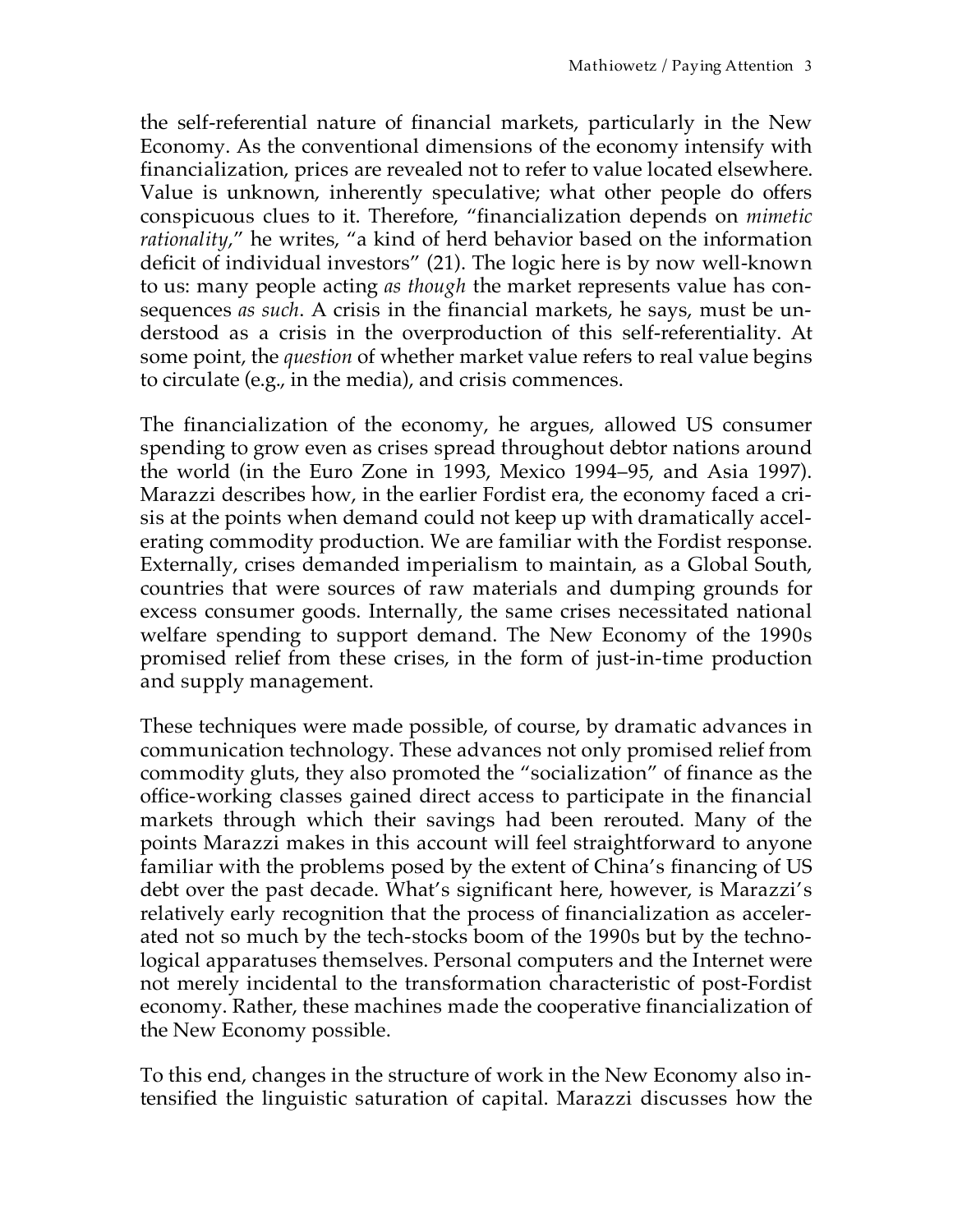the self-referential nature of financial markets, particularly in the New Economy. As the conventional dimensions of the economy intensify with financialization, prices are revealed not to refer to value located elsewhere. Value is unknown, inherently speculative; what other people do offers conspicuous clues to it. Therefore, "financialization depends on *mimetic rationality*," he writes, "a kind of herd behavior based on the information deficit of individual investors" (21). The logic here is by now well-known to us: many people acting *as though* the market represents value has consequences *as such*. A crisis in the financial markets, he says, must be understood as a crisis in the overproduction of this self-referentiality. At some point, the *question* of whether market value refers to real value begins to circulate (e.g., in the media), and crisis commences.

The financialization of the economy, he argues, allowed US consumer spending to grow even as crises spread throughout debtor nations around the world (in the Euro Zone in 1993, Mexico 1994–95, and Asia 1997). Marazzi describes how, in the earlier Fordist era, the economy faced a crisis at the points when demand could not keep up with dramatically accelerating commodity production. We are familiar with the Fordist response. Externally, crises demanded imperialism to maintain, as a Global South, countries that were sources of raw materials and dumping grounds for excess consumer goods. Internally, the same crises necessitated national welfare spending to support demand. The New Economy of the 1990s promised relief from these crises, in the form of just-in-time production and supply management.

These techniques were made possible, of course, by dramatic advances in communication technology. These advances not only promised relief from commodity gluts, they also promoted the "socialization" of finance as the office-working classes gained direct access to participate in the financial markets through which their savings had been rerouted. Many of the points Marazzi makes in this account will feel straightforward to anyone familiar with the problems posed by the extent of China's financing of US debt over the past decade. What's significant here, however, is Marazzi's relatively early recognition that the process of financialization as accelerated not so much by the tech-stocks boom of the 1990s but by the technological apparatuses themselves. Personal computers and the Internet were not merely incidental to the transformation characteristic of post-Fordist economy. Rather, these machines made the cooperative financialization of the New Economy possible.

To this end, changes in the structure of work in the New Economy also intensified the linguistic saturation of capital. Marazzi discusses how the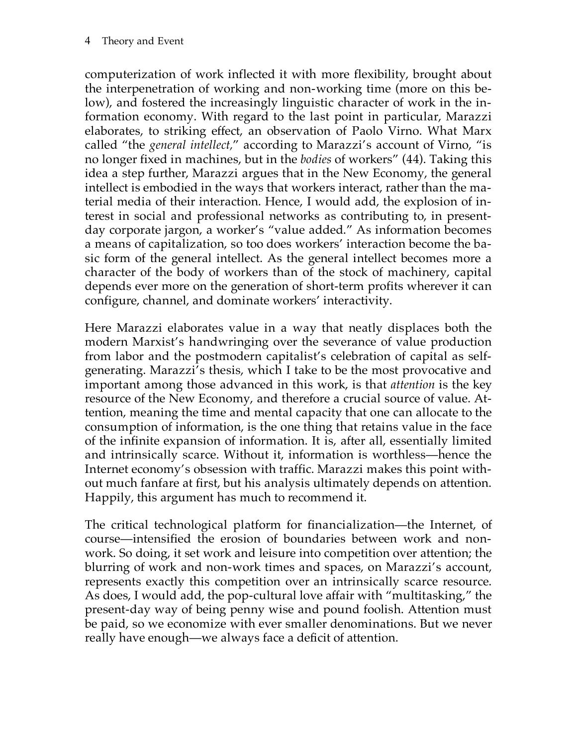computerization of work inflected it with more flexibility, brought about the interpenetration of working and non-working time (more on this below), and fostered the increasingly linguistic character of work in the information economy. With regard to the last point in particular, Marazzi elaborates, to striking effect, an observation of Paolo Virno. What Marx called "the *general intellect*," according to Marazzi's account of Virno, "is no longer fixed in machines, but in the *bodies* of workers" (44). Taking this idea a step further, Marazzi argues that in the New Economy, the general intellect is embodied in the ways that workers interact, rather than the material media of their interaction. Hence, I would add, the explosion of interest in social and professional networks as contributing to, in present-day corporate jargon, a worker's "value added." As information becomes a means of capitalization, so too does workers' interaction become the basic form of the general intellect. As the general intellect becomes more a character of the body of workers than of the stock of machinery, capital depends ever more on the generation of short-term profits wherever it can configure, channel, and dominate workers' interactivity.

Here Marazzi elaborates value in a way that neatly displaces both the modern Marxist's handwringing over the severance of value production from labor and the postmodern capitalist's celebration of capital as self-generating. Marazzi's thesis, which I take to be the most provocative and important among those advanced in this work, is that *attention* is the key resource of the New Economy, and therefore a crucial source of value. Attention, meaning the time and mental capacity that one can allocate to the consumption of information, is the one thing that retains value in the face of the infinite expansion of information. It is, after all, essentially limited and intrinsically scarce. Without it, information is worthless—hence the Internet economy's obsession with traffic. Marazzi makes this point without much fanfare at first, but his analysis ultimately depends on attention. Happily, this argument has much to recommend it.

The critical technological platform for financialization—the Internet, of course—intensified the erosion of boundaries between work and non-work. So doing, it set work and leisure into competition over attention; the blurring of work and non-work times and spaces, on Marazzi's account, represents exactly this competition over an intrinsically scarce resource. As does, I would add, the pop-cultural love affair with "multitasking," the present-day way of being penny wise and pound foolish. Attention must be paid, so we economize with ever smaller denominations. But we never really have enough—we always face a deficit of attention.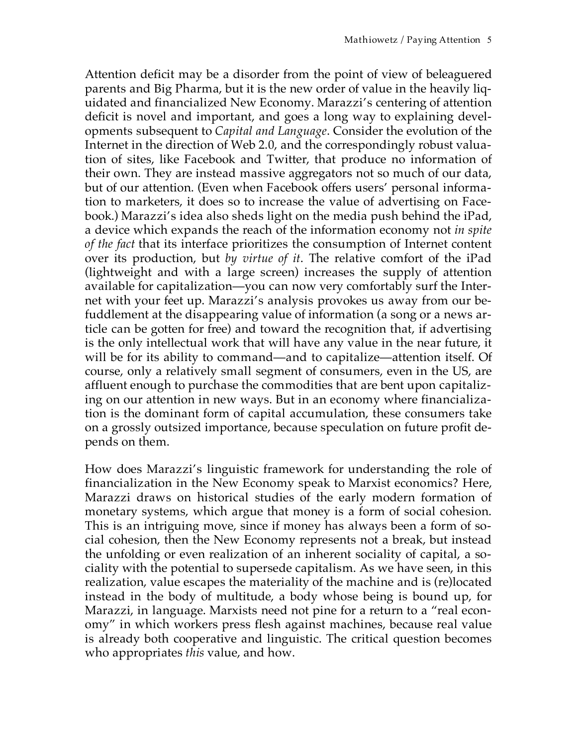Attention deficit may be a disorder from the point of view of beleaguered parents and Big Pharma, but it is the new order of value in the heavily liquidated and financialized New Economy. Marazzi's centering of attention deficit is novel and important, and goes a long way to explaining developments subsequent to *Capital and Language*. Consider the evolution of the Internet in the direction of Web 2.0, and the correspondingly robust valuation of sites, like Facebook and Twitter, that produce no information of their own. They are instead massive aggregators not so much of our data, but of our attention. (Even when Facebook offers users' personal information to marketers, it does so to increase the value of advertising on Facebook.) Marazzi's idea also sheds light on the media push behind the iPad, a device which expands the reach of the information economy not *in spite of the fact* that its interface prioritizes the consumption of Internet content over its production, but *by virtue of it*. The relative comfort of the iPad (lightweight and with a large screen) increases the supply of attention available for capitalization—you can now very comfortably surf the Internet with your feet up. Marazzi's analysis provokes us away from our befuddlement at the disappearing value of information (a song or a news article can be gotten for free) and toward the recognition that, if advertising is the only intellectual work that will have any value in the near future, it will be for its ability to command—and to capitalize—attention itself. Of course, only a relatively small segment of consumers, even in the US, are affluent enough to purchase the commodities that are bent upon capitalizing on our attention in new ways. But in an economy where financialization is the dominant form of capital accumulation, these consumers take on a grossly outsized importance, because speculation on future profit depends on them.

How does Marazzi's linguistic framework for understanding the role of financialization in the New Economy speak to Marxist economics? Here, Marazzi draws on historical studies of the early modern formation of monetary systems, which argue that money is a form of social cohesion. This is an intriguing move, since if money has always been a form of social cohesion, then the New Economy represents not a break, but instead the unfolding or even realization of an inherent sociality of capital, a sociality with the potential to supersede capitalism. As we have seen, in this realization, value escapes the materiality of the machine and is (re)located instead in the body of multitude, a body whose being is bound up, for Marazzi, in language. Marxists need not pine for a return to a "real economy" in which workers press flesh against machines, because real value is already both cooperative and linguistic. The critical question becomes who appropriates *this* value, and how.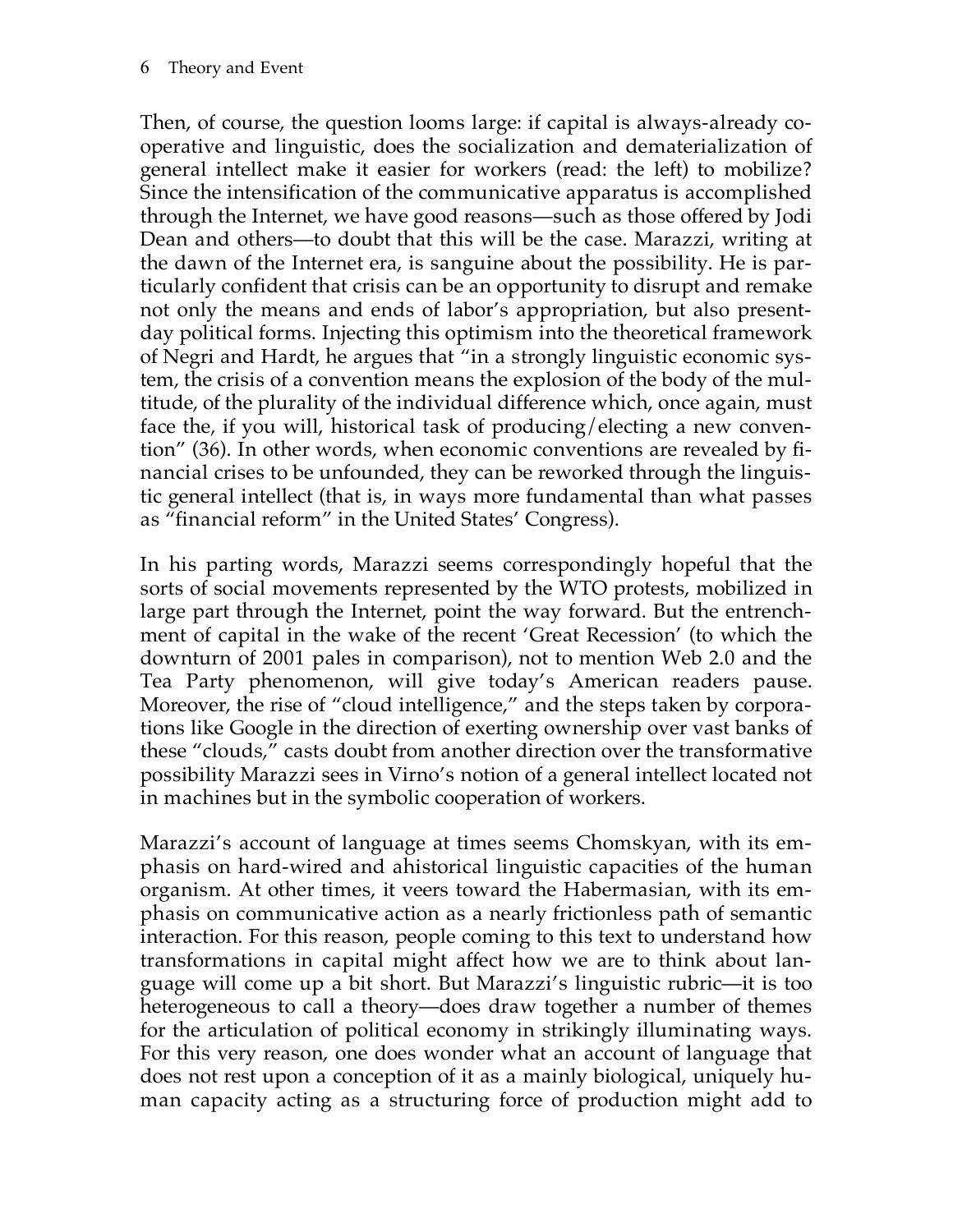Then, of course, the question looms large: if capital is always-already cooperative and linguistic, does the socialization and dematerialization of general intellect make it easier for workers (read: the left) to mobilize? Since the intensification of the communicative apparatus is accomplished through the Internet, we have good reasons—such as those offered by Jodi Dean and others—to doubt that this will be the case. Marazzi, writing at the dawn of the Internet era, is sanguine about the possibility. He is particularly confident that crisis can be an opportunity to disrupt and remake not only the means and ends of labor's appropriation, but also present-day political forms. Injecting this optimism into the theoretical framework of Negri and Hardt, he argues that "in a strongly linguistic economic system, the crisis of a convention means the explosion of the body of the multitude, of the plurality of the individual difference which, once again, must face the, if you will, historical task of producing/electing a new convention" (36). In other words, when economic conventions are revealed by financial crises to be unfounded, they can be reworked through the linguistic general intellect (that is, in ways more fundamental than what passes as "financial reform" in the United States' Congress).

In his parting words, Marazzi seems correspondingly hopeful that the sorts of social movements represented by the WTO protests, mobilized in large part through the Internet, point the way forward. But the entrenchment of capital in the wake of the recent 'Great Recession' (to which the downturn of 2001 pales in comparison), not to mention Web 2.0 and the Tea Party phenomenon, will give today's American readers pause. Moreover, the rise of "cloud intelligence," and the steps taken by corporations like Google in the direction of exerting ownership over vast banks of these "clouds," casts doubt from another direction over the transformative possibility Marazzi sees in Virno's notion of a general intellect located not in machines but in the symbolic cooperation of workers.

Marazzi's account of language at times seems Chomskyan, with its emphasis on hard-wired and ahistorical linguistic capacities of the human organism. At other times, it veers toward the Habermasian, with its emphasis on communicative action as a nearly frictionless path of semantic interaction. For this reason, people coming to this text to understand how transformations in capital might affect how we are to think about language will come up a bit short. But Marazzi's linguistic rubric—it is too heterogeneous to call a theory—does draw together a number of themes for the articulation of political economy in strikingly illuminating ways. For this very reason, one does wonder what an account of language that does not rest upon a conception of it as a mainly biological, uniquely human capacity acting as a structuring force of production might add to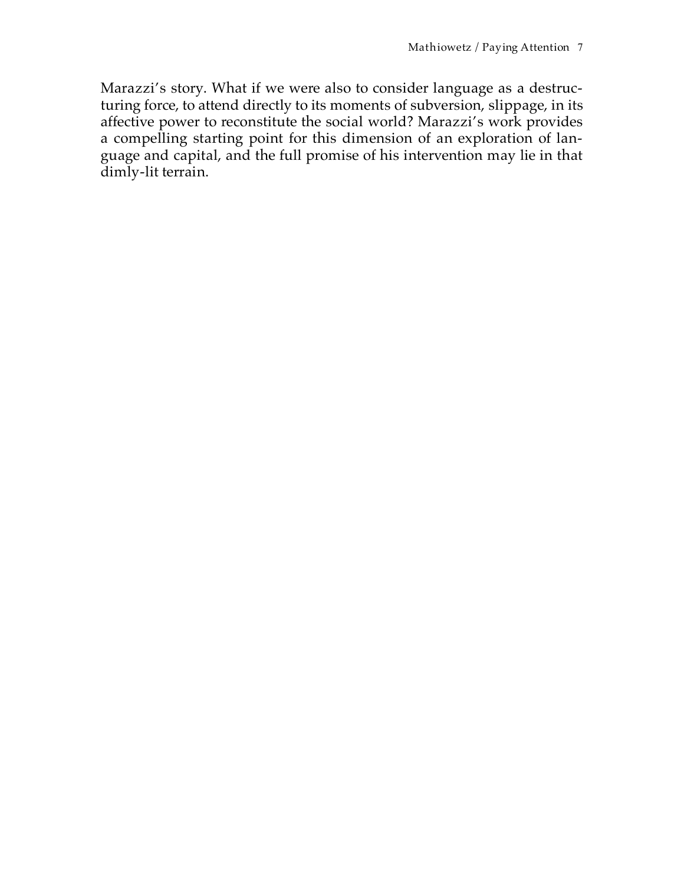Marazzi's story. What if we were also to consider language as a destructuring force, to attend directly to its moments of subversion, slippage, in its affective power to reconstitute the social world? Marazzi's work provides a compelling starting point for this dimension of an exploration of language and capital, and the full promise of his intervention may lie in that dimly-lit terrain.